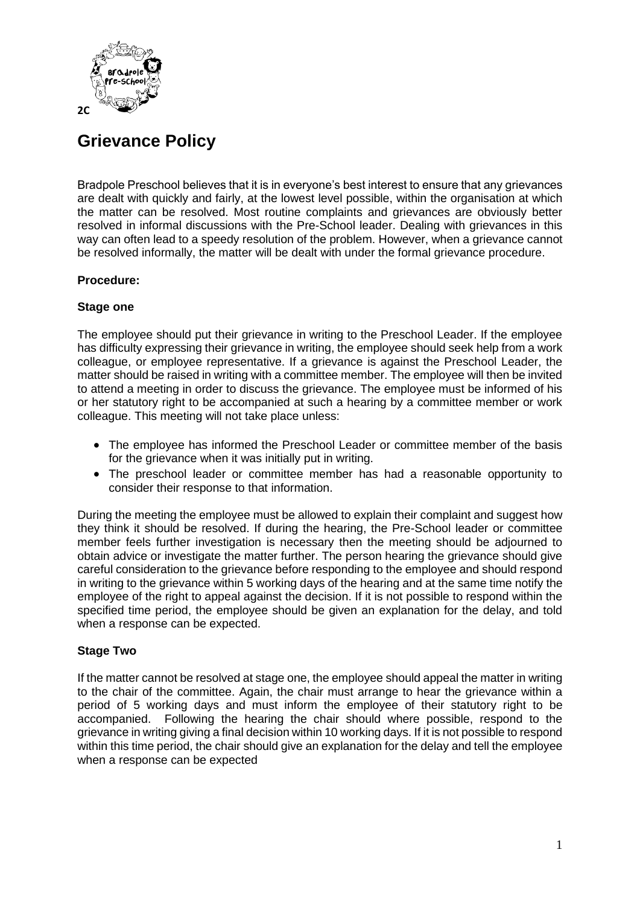2C

# Grievance Policy

Bradpole Preschool believes that it is in everyone's best interest to ensure that any grievances are dealt with quickly and fairly, at the lowest level possible, within the organisation at which the matter can be resolved. Most routine complaints and grievances are obviously better resolved in informal discussions with the Pre-School leader. Dealing with grievances in this way can often lead to a speedy resolution of the problem. However, when a grievance cannot be resolved informally, the matter will be dealt with under the formal grievance procedure.

**Procedure:**

**Stage one**

The employee should put their grievance in writing to the Preschool Leader. If the employee has difficulty expressing their grievance in writing, the employee should seek help from a work colleague, or employee representative. If a grievance is against the Preschool Leader, the matter should be raised in writing with a committee member. The employee will then be invited to attend a meeting in order to discuss the grievance. The employee must be informed of his or her statutory right to be accompanied at such a hearing by a committee member or work colleague. This meeting will not take place unless:

- The employee has informed the Preschool Leader or committee member of the basis for the grievance when it was initially put in writing.
- The preschool leader or committee member has had a reasonable opportunity to consider their response to that information.

During the meeting the employee must be allowed to explain their complaint and suggest how they think it should be resolved. If during the hearing, the Pre-School leader or committee member feels further investigation is necessary then the meeting should be adjourned to obtain advice or investigate the matter further. The person hearing the grievance should give careful consideration to the grievance before responding to the employee and should respond in writing to the grievance within 5 working days of the hearing and at the same time notify the employee of the right to appeal against the decision. If it is not possible to respond within the specified time period, the employee should be given an explanation for the delay, and told when a response can be expected.

**Stage Two**

If the matter cannot be resolved at stage one, the employee should appeal the matter in writing to the chair of the committee. Again, the chair must arrange to hear the grievance within a period of 5 working days and must inform the employee of their statutory right to be accompanied. Following the hearing the chair should where possible, respond to the grievance in writing giving a final decision within 10 working days. If it is not possible to respond within this time period, the chair should give an explanation for the delay and tell the employee when a response can be expected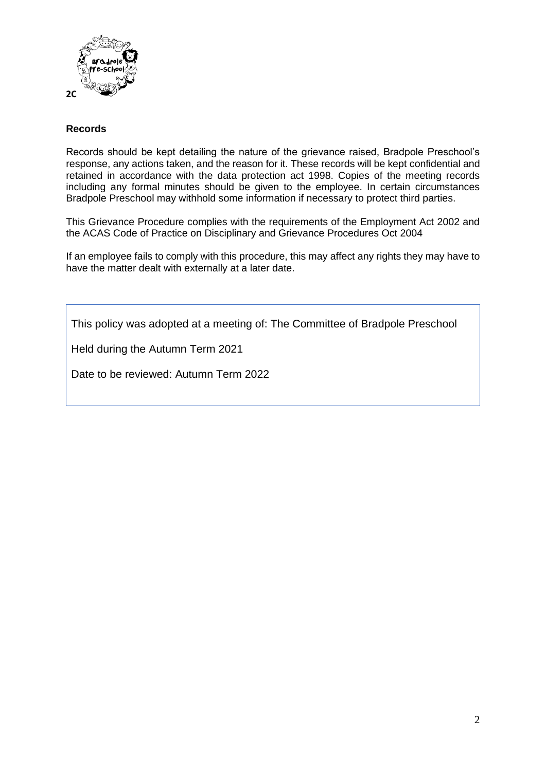2C

**Records**

Records should be kept detailing the nature of the grievance raised, Bradpole Preschool's response, any actions taken, and the reason for it. These records will be kept confidential and retained in accordance with the data protection act 1998. Copies of the meeting records including any formal minutes should be given to the employee. In certain circumstances Bradpole Preschool may withhold some information if necessary to protect third parties.

This Grievance Procedure complies with the requirements of the Employment Act 2002 and the ACAS Code of Practice on Disciplinary and Grievance Procedures Oct 2004

If an employee fails to comply with this procedure, this may affect any rights they may have to have the matter dealt with externally at a later date.

This policy was adopted at a meeting of: The Committee of Bradpole Preschool

Held during the Autumn Term 2021

Date to be reviewed: Autumn Term 2022